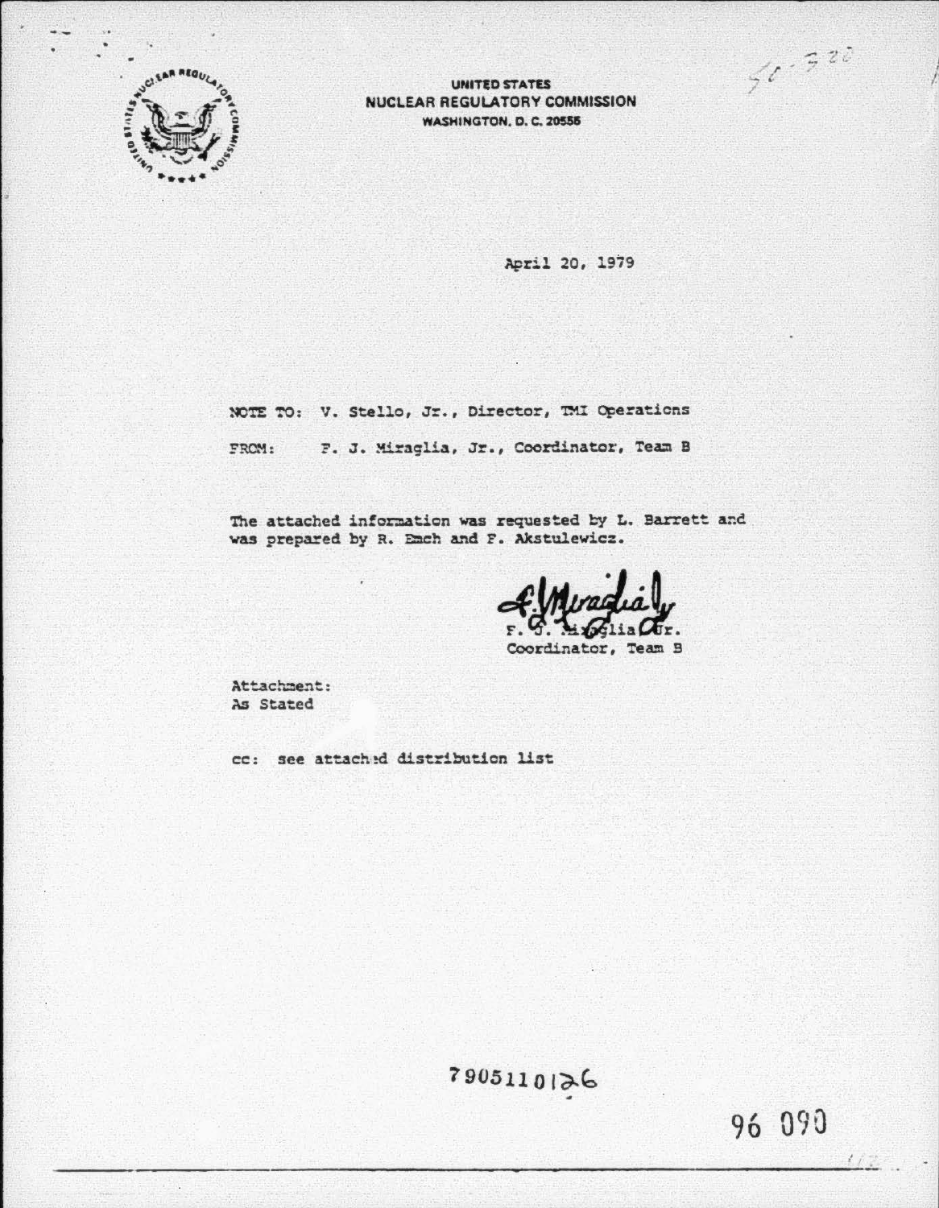UNITED STATES
NUCLEAR REGULATORY COMMISSION
WASHINGTON, D. C. 20555

50-320

April 20, 1979

NOTE TO: V. Stello, Jr., Director, TMI Operations

FROM: F. J. Miraglia, Jr., Coordinator, Team B

The attached information was requested by L. Barrett and was prepared by R. Emch and F. Akstulewicz.

F. J. Miraglia, Jr.
Coordinator, Team B

Attachment:
As Stated

cc: see attached distribution list

7905110126

96 090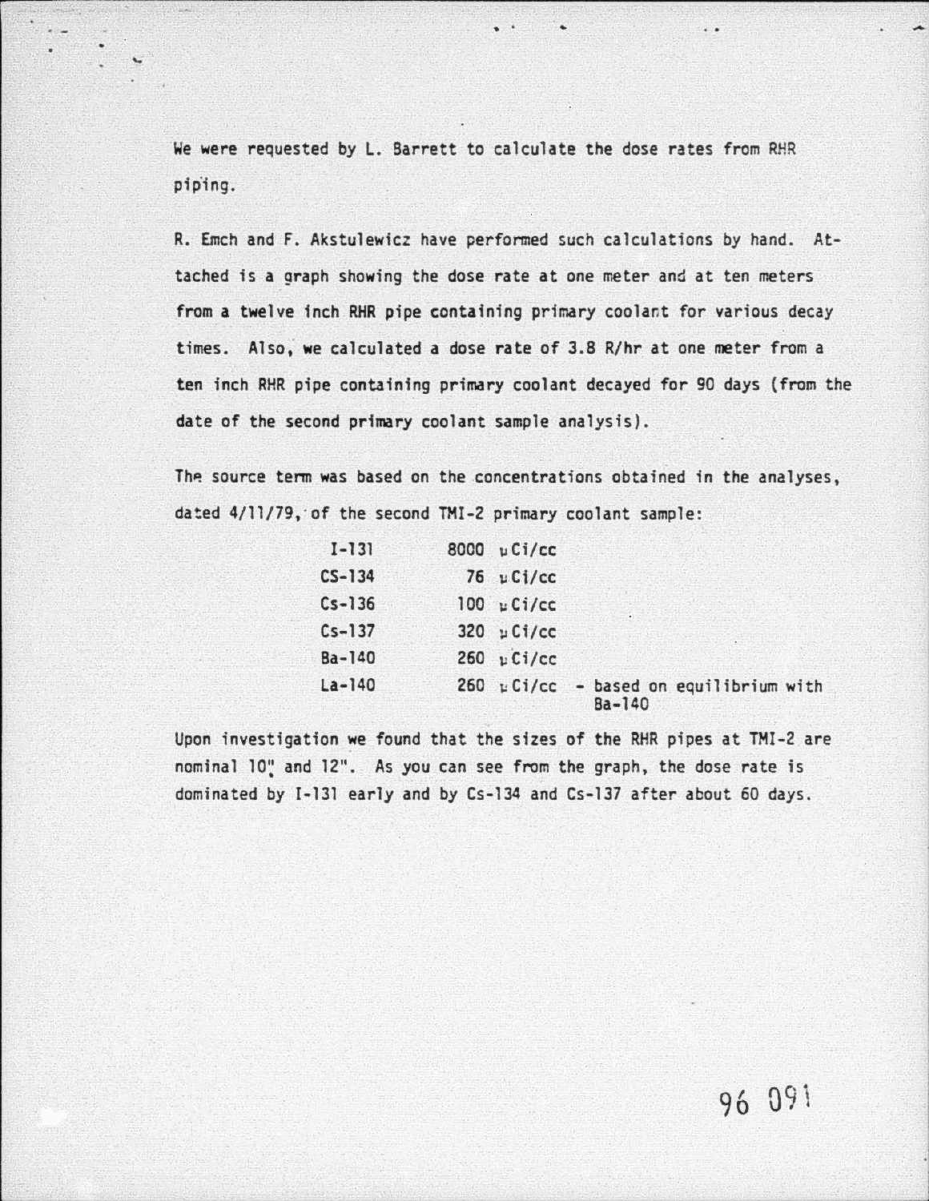We were requested by L. Barrett to calculate the dose rates from RHR piping.

R. Emch and F. Akstulewicz have performed such calculations by hand. Attached is a graph showing the dose rate at one meter and at ten meters from a twelve inch RHR pipe containing primary coolant for various decay times. Also, we calculated a dose rate of 3.8 R/hr at one meter from a ten inch RHR pipe containing primary coolant decayed for 90 days (from the date of the second primary coolant sample analysis).

The source term was based on the concentrations obtained in the analyses, dated 4/11/79, of the second TMI-2 primary coolant sample:

| | | |
|---|---|---|
| I-131 | 8000 μCi/cc | |
| CS-134 | 76 μCi/cc | |
| Cs-136 | 100 μCi/cc | |
| Cs-137 | 320 μCi/cc | |
| Ba-140 | 260 μCi/cc | |
| La-140 | 260 μCi/cc | - based on equilibrium with Ba-140 |

Upon investigation we found that the sizes of the RHR pipes at TMI-2 are nominal 10" and 12". As you can see from the graph, the dose rate is dominated by I-131 early and by Cs-134 and Cs-137 after about 60 days.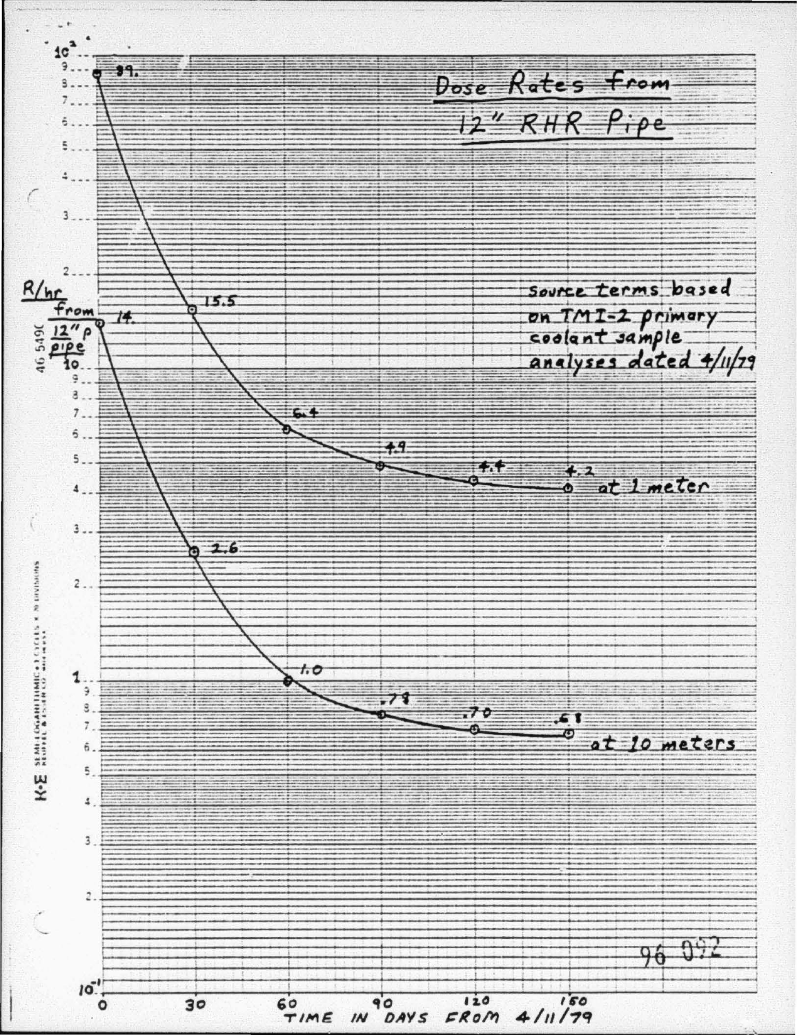Dose Rates from 12" RHR Pipe

source terms based on TMI-2 primary coolant sample analyses dated 4/11/79

R/hr from 12" pipe

89.

15.5

6.4

4.9

4.4

4.2

at 1 meter

14.

2.6

1.0

.78

.70

.68

at 10 meters

TIME IN DAYS FROM 4/11/79

0

30

60

90

120

150

$10^2$

$10^{-1}$

10

1

96 092